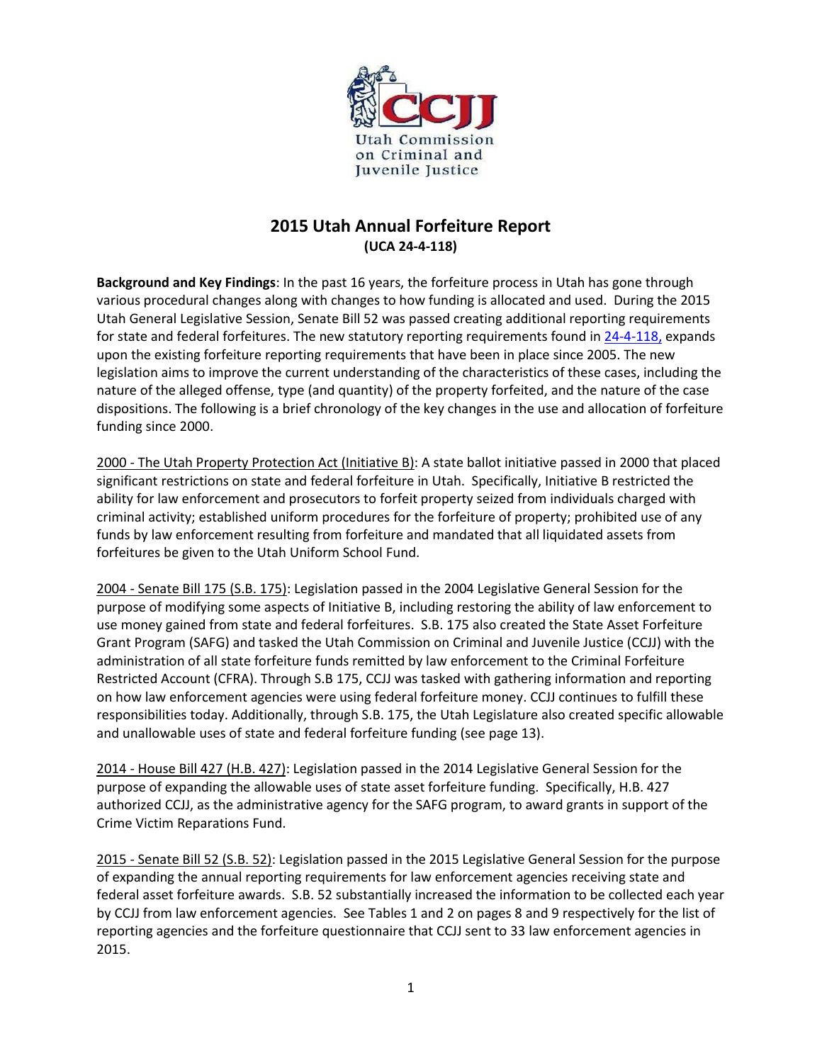# 2015 Utah Annual Forfeiture Report

**(UCA 24-4-118)**

**Background and Key Findings**: In the past 16 years, the forfeiture process in Utah has gone through various procedural changes along with changes to how funding is allocated and used. During the 2015 Utah General Legislative Session, Senate Bill 52 was passed creating additional reporting requirements for state and federal forfeitures. The new statutory reporting requirements found in 24-4-118, expands upon the existing forfeiture reporting requirements that have been in place since 2005. The new legislation aims to improve the current understanding of the characteristics of these cases, including the nature of the alleged offense, type (and quantity) of the property forfeited, and the nature of the case dispositions. The following is a brief chronology of the key changes in the use and allocation of forfeiture funding since 2000.

2000 - The Utah Property Protection Act (Initiative B): A state ballot initiative passed in 2000 that placed significant restrictions on state and federal forfeiture in Utah. Specifically, Initiative B restricted the ability for law enforcement and prosecutors to forfeit property seized from individuals charged with criminal activity; established uniform procedures for the forfeiture of property; prohibited use of any funds by law enforcement resulting from forfeiture and mandated that all liquidated assets from forfeitures be given to the Utah Uniform School Fund.

2004 - Senate Bill 175 (S.B. 175): Legislation passed in the 2004 Legislative General Session for the purpose of modifying some aspects of Initiative B, including restoring the ability of law enforcement to use money gained from state and federal forfeitures. S.B. 175 also created the State Asset Forfeiture Grant Program (SAFG) and tasked the Utah Commission on Criminal and Juvenile Justice (CCJJ) with the administration of all state forfeiture funds remitted by law enforcement to the Criminal Forfeiture Restricted Account (CFRA). Through S.B 175, CCJJ was tasked with gathering information and reporting on how law enforcement agencies were using federal forfeiture money. CCJJ continues to fulfill these responsibilities today. Additionally, through S.B. 175, the Utah Legislature also created specific allowable and unallowable uses of state and federal forfeiture funding (see page 13).

2014 - House Bill 427 (H.B. 427): Legislation passed in the 2014 Legislative General Session for the purpose of expanding the allowable uses of state asset forfeiture funding. Specifically, H.B. 427 authorized CCJJ, as the administrative agency for the SAFG program, to award grants in support of the Crime Victim Reparations Fund.

2015 - Senate Bill 52 (S.B. 52): Legislation passed in the 2015 Legislative General Session for the purpose of expanding the annual reporting requirements for law enforcement agencies receiving state and federal asset forfeiture awards. S.B. 52 substantially increased the information to be collected each year by CCJJ from law enforcement agencies. See Tables 1 and 2 on pages 8 and 9 respectively for the list of reporting agencies and the forfeiture questionnaire that CCJJ sent to 33 law enforcement agencies in 2015.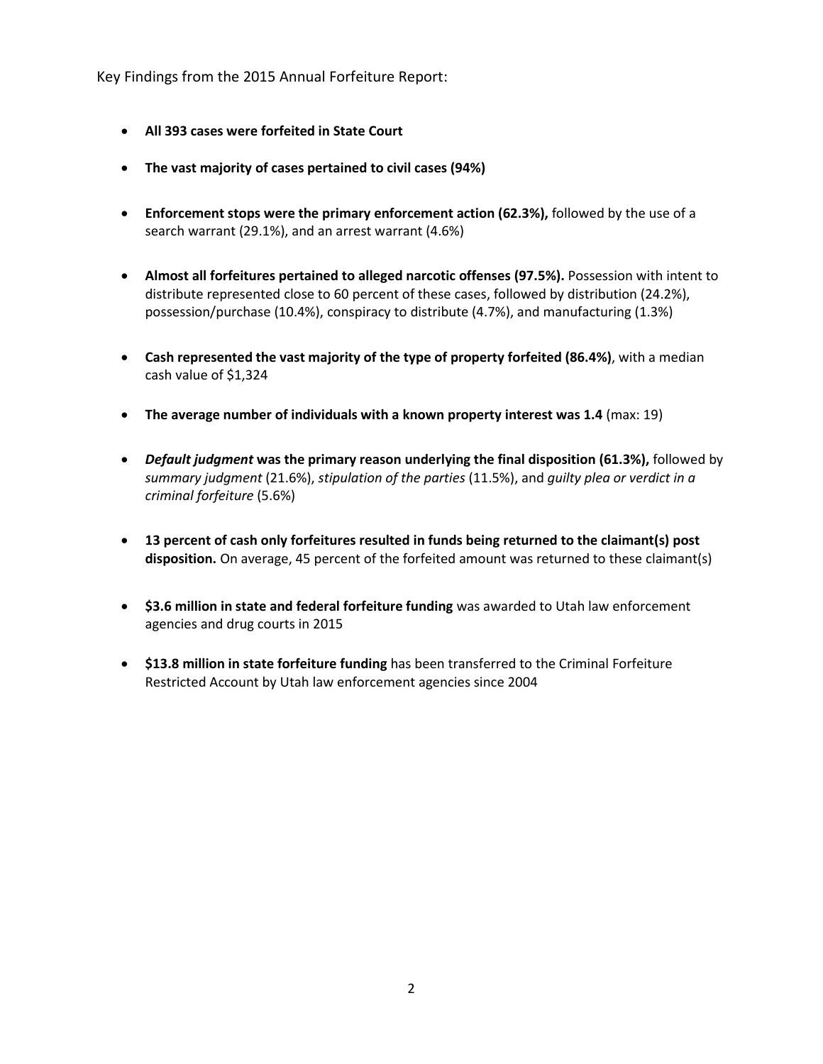Key Findings from the 2015 Annual Forfeiture Report:

- **All 393 cases were forfeited in State Court**
- **The vast majority of cases pertained to civil cases (94%)**
- **Enforcement stops were the primary enforcement action (62.3%),** followed by the use of a search warrant (29.1%), and an arrest warrant (4.6%)
- **Almost all forfeitures pertained to alleged narcotic offenses (97.5%).** Possession with intent to distribute represented close to 60 percent of these cases, followed by distribution (24.2%), possession/purchase (10.4%), conspiracy to distribute (4.7%), and manufacturing (1.3%)
- **Cash represented the vast majority of the type of property forfeited (86.4%)**, with a median cash value of $1,324
- **The average number of individuals with a known property interest was 1.4** (max: 19)
- ***Default judgment* was the primary reason underlying the final disposition (61.3%),** followed by *summary judgment* (21.6%), *stipulation of the parties* (11.5%), and *guilty plea or verdict in a criminal forfeiture* (5.6%)
- **13 percent of cash only forfeitures resulted in funds being returned to the claimant(s) post disposition.** On average, 45 percent of the forfeited amount was returned to these claimant(s)
- **$3.6 million in state and federal forfeiture funding** was awarded to Utah law enforcement agencies and drug courts in 2015
- **$13.8 million in state forfeiture funding** has been transferred to the Criminal Forfeiture Restricted Account by Utah law enforcement agencies since 2004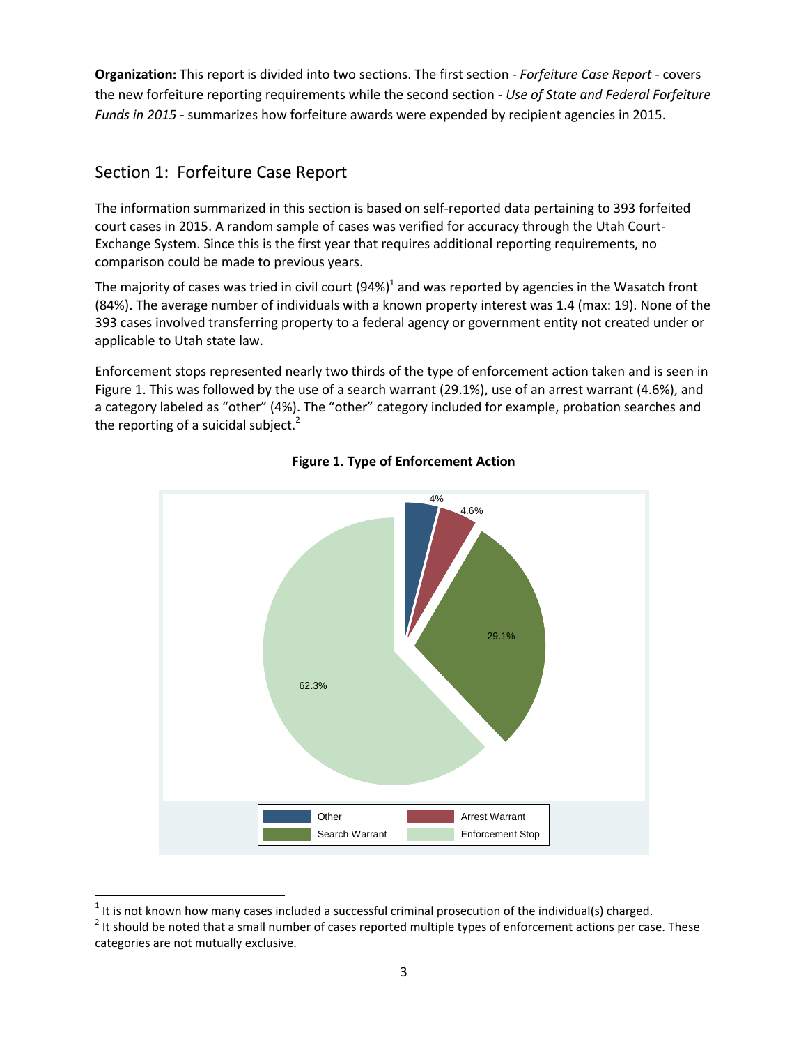**Organization:** This report is divided into two sections. The first section - *Forfeiture Case Report* - covers the new forfeiture reporting requirements while the second section - *Use of State and Federal Forfeiture Funds in 2015* - summarizes how forfeiture awards were expended by recipient agencies in 2015.

## Section 1: Forfeiture Case Report

The information summarized in this section is based on self-reported data pertaining to 393 forfeited court cases in 2015. A random sample of cases was verified for accuracy through the Utah Court-Exchange System. Since this is the first year that requires additional reporting requirements, no comparison could be made to previous years.

The majority of cases was tried in civil court (94%)[1] and was reported by agencies in the Wasatch front (84%). The average number of individuals with a known property interest was 1.4 (max: 19). None of the 393 cases involved transferring property to a federal agency or government entity not created under or applicable to Utah state law.

Enforcement stops represented nearly two thirds of the type of enforcement action taken and is seen in Figure 1. This was followed by the use of a search warrant (29.1%), use of an arrest warrant (4.6%), and a category labeled as "other" (4%). The "other" category included for example, probation searches and the reporting of a suicidal subject.[2]

**Figure 1. Type of Enforcement Action**

| Type of Enforcement Action | Percent |
|---|---|
| Other | 4% |
| Arrest Warrant | 4.6% |
| Search Warrant | 29.1% |
| Enforcement Stop | 62.3% |

[1] It is not known how many cases included a successful criminal prosecution of the individual(s) charged.

[2] It should be noted that a small number of cases reported multiple types of enforcement actions per case. These categories are not mutually exclusive.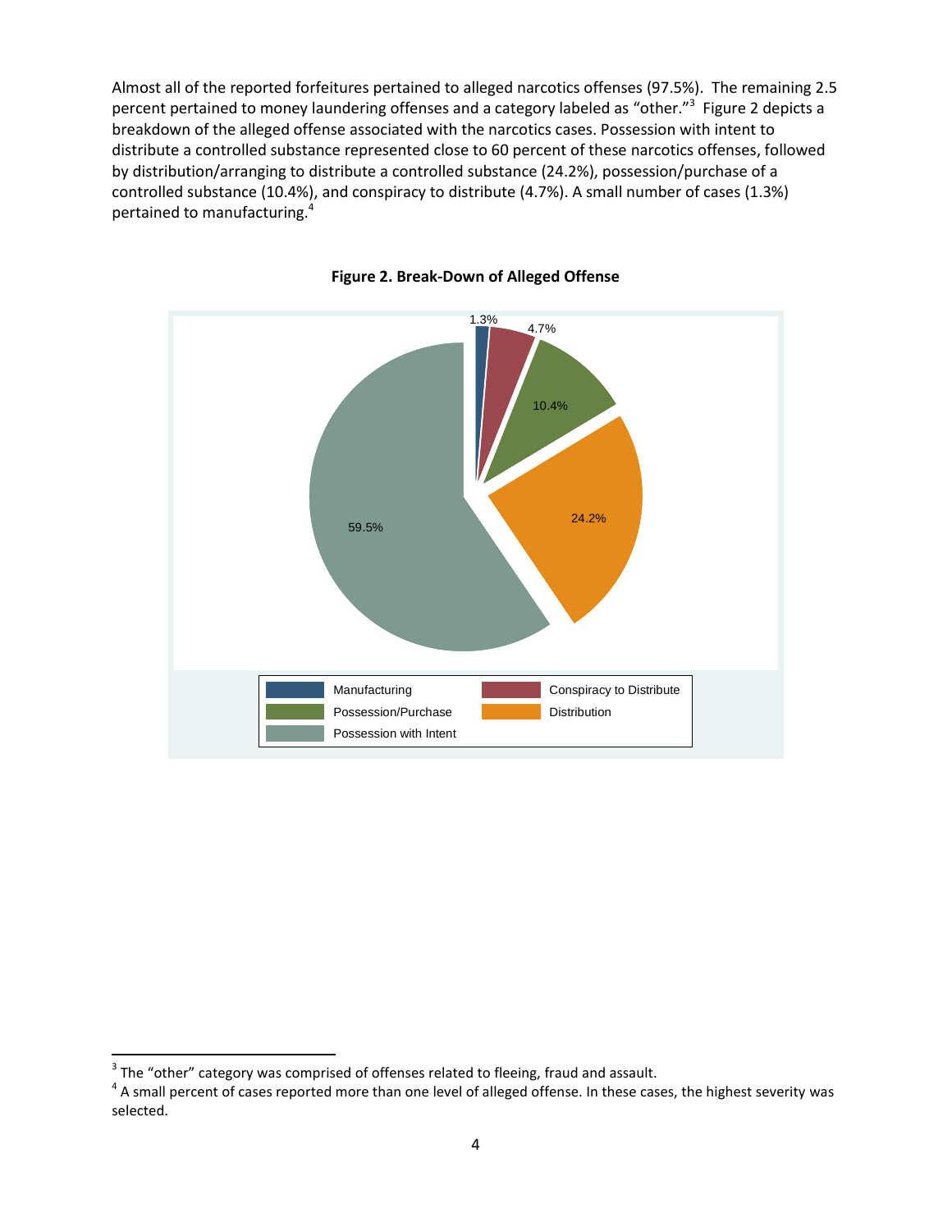Almost all of the reported forfeitures pertained to alleged narcotics offenses (97.5%). The remaining 2.5 percent pertained to money laundering offenses and a category labeled as "other."[3] Figure 2 depicts a breakdown of the alleged offense associated with the narcotics cases. Possession with intent to distribute a controlled substance represented close to 60 percent of these narcotics offenses, followed by distribution/arranging to distribute a controlled substance (24.2%), possession/purchase of a controlled substance (10.4%), and conspiracy to distribute (4.7%). A small number of cases (1.3%) pertained to manufacturing.[4]

**Figure 2. Break-Down of Alleged Offense**

| Alleged Offense | Percent |
| --- | --- |
| Manufacturing | 1.3% |
| Conspiracy to Distribute | 4.7% |
| Possession/Purchase | 10.4% |
| Distribution | 24.2% |
| Possession with Intent | 59.5% |

[3] The "other" category was comprised of offenses related to fleeing, fraud and assault.

[4] A small percent of cases reported more than one level of alleged offense. In these cases, the highest severity was selected.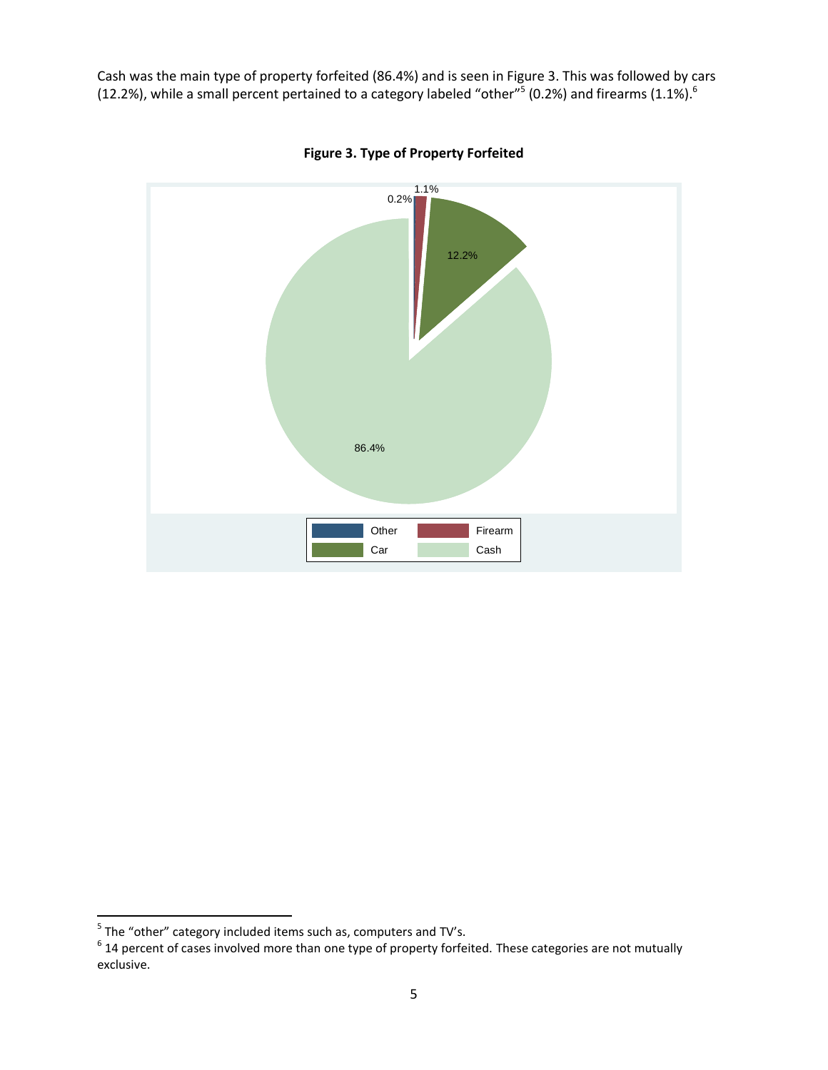Cash was the main type of property forfeited (86.4%) and is seen in Figure 3. This was followed by cars (12.2%), while a small percent pertained to a category labeled “other”[5] (0.2%) and firearms (1.1%).[6]

**Figure 3. Type of Property Forfeited**

[5] The “other” category included items such as, computers and TV’s.

[6] 14 percent of cases involved more than one type of property forfeited. These categories are not mutually exclusive.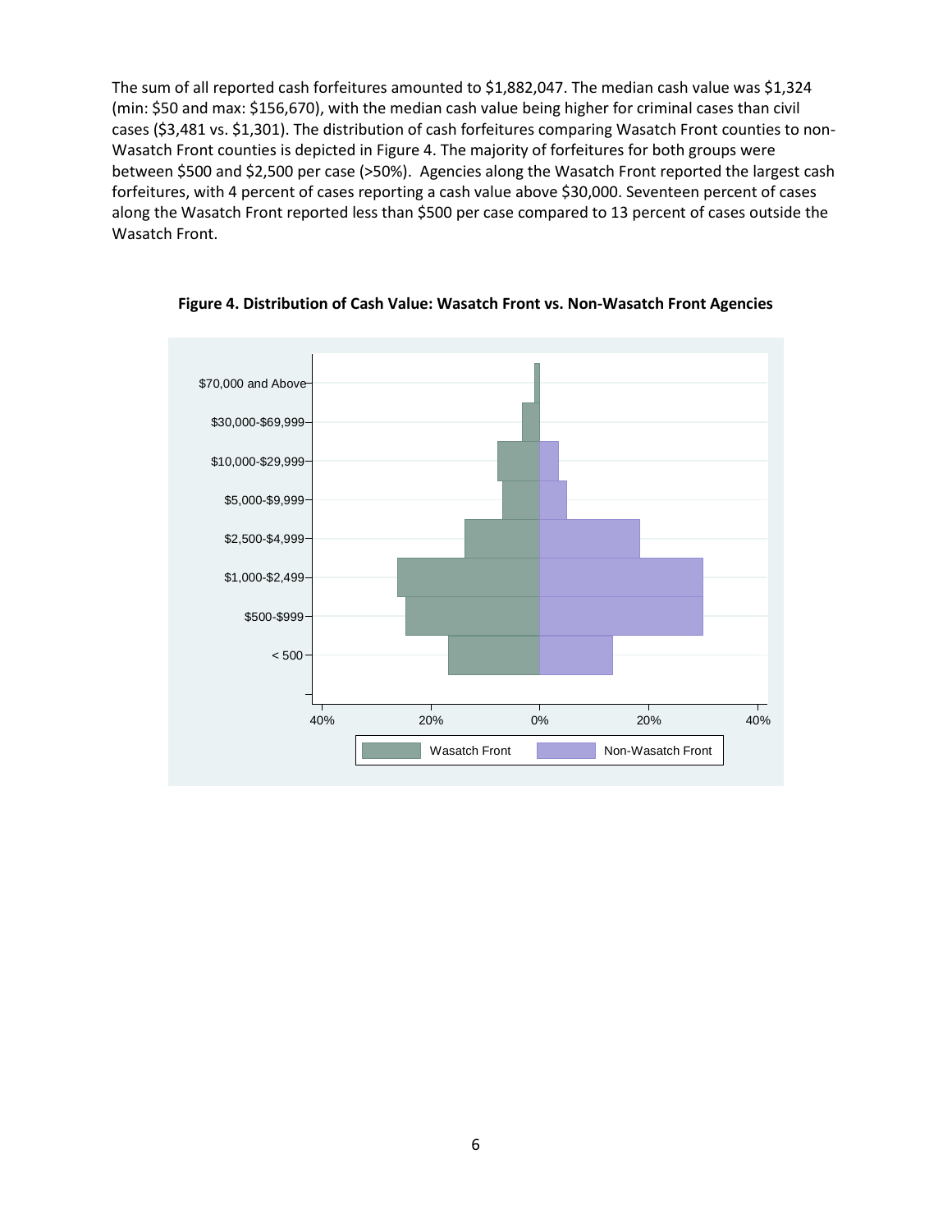The sum of all reported cash forfeitures amounted to $1,882,047. The median cash value was $1,324 (min: $50 and max: $156,670), with the median cash value being higher for criminal cases than civil cases ($3,481 vs. $1,301). The distribution of cash forfeitures comparing Wasatch Front counties to non-Wasatch Front counties is depicted in Figure 4. The majority of forfeitures for both groups were between $500 and $2,500 per case (>50%). Agencies along the Wasatch Front reported the largest cash forfeitures, with 4 percent of cases reporting a cash value above $30,000. Seventeen percent of cases along the Wasatch Front reported less than $500 per case compared to 13 percent of cases outside the Wasatch Front.

**Figure 4. Distribution of Cash Value: Wasatch Front vs. Non-Wasatch Front Agencies**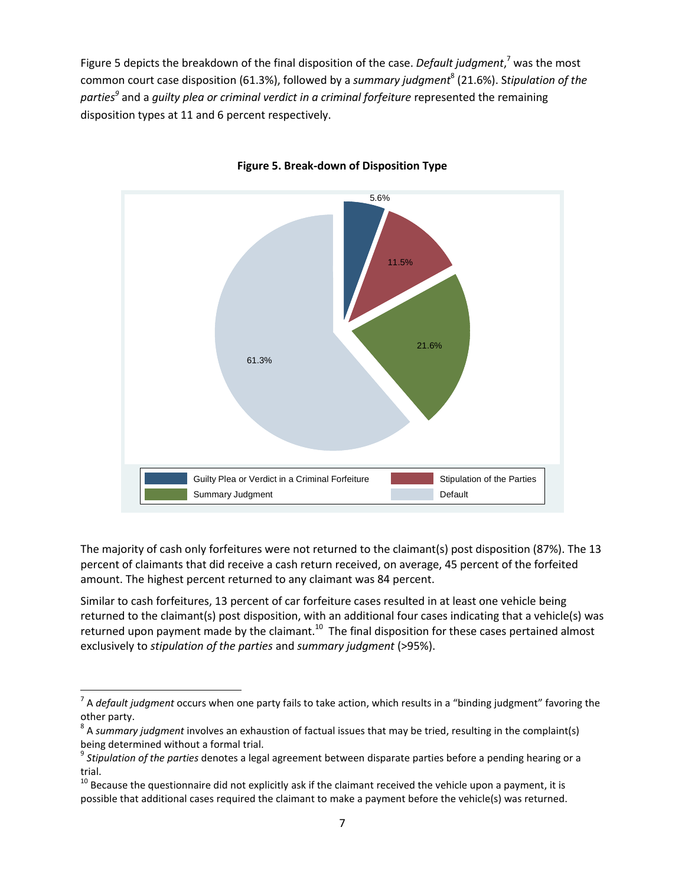Figure 5 depicts the breakdown of the final disposition of the case. *Default judgment*,[7] was the most common court case disposition (61.3%), followed by a *summary judgment*[8] (21.6%). S*tipulation of the parties*[9] and a *guilty plea or criminal verdict in a criminal forfeiture* represented the remaining disposition types at 11 and 6 percent respectively.

**Figure 5. Break-down of Disposition Type**

The majority of cash only forfeitures were not returned to the claimant(s) post disposition (87%). The 13 percent of claimants that did receive a cash return received, on average, 45 percent of the forfeited amount. The highest percent returned to any claimant was 84 percent.

Similar to cash forfeitures, 13 percent of car forfeiture cases resulted in at least one vehicle being returned to the claimant(s) post disposition, with an additional four cases indicating that a vehicle(s) was returned upon payment made by the claimant.[10] The final disposition for these cases pertained almost exclusively to *stipulation of the parties* and *summary judgment* (>95%).

---

[7] A *default judgment* occurs when one party fails to take action, which results in a "binding judgment" favoring the other party.

[8] A *summary judgment* involves an exhaustion of factual issues that may be tried, resulting in the complaint(s) being determined without a formal trial.

[9] *Stipulation of the parties* denotes a legal agreement between disparate parties before a pending hearing or a trial.

[10] Because the questionnaire did not explicitly ask if the claimant received the vehicle upon a payment, it is possible that additional cases required the claimant to make a payment before the vehicle(s) was returned.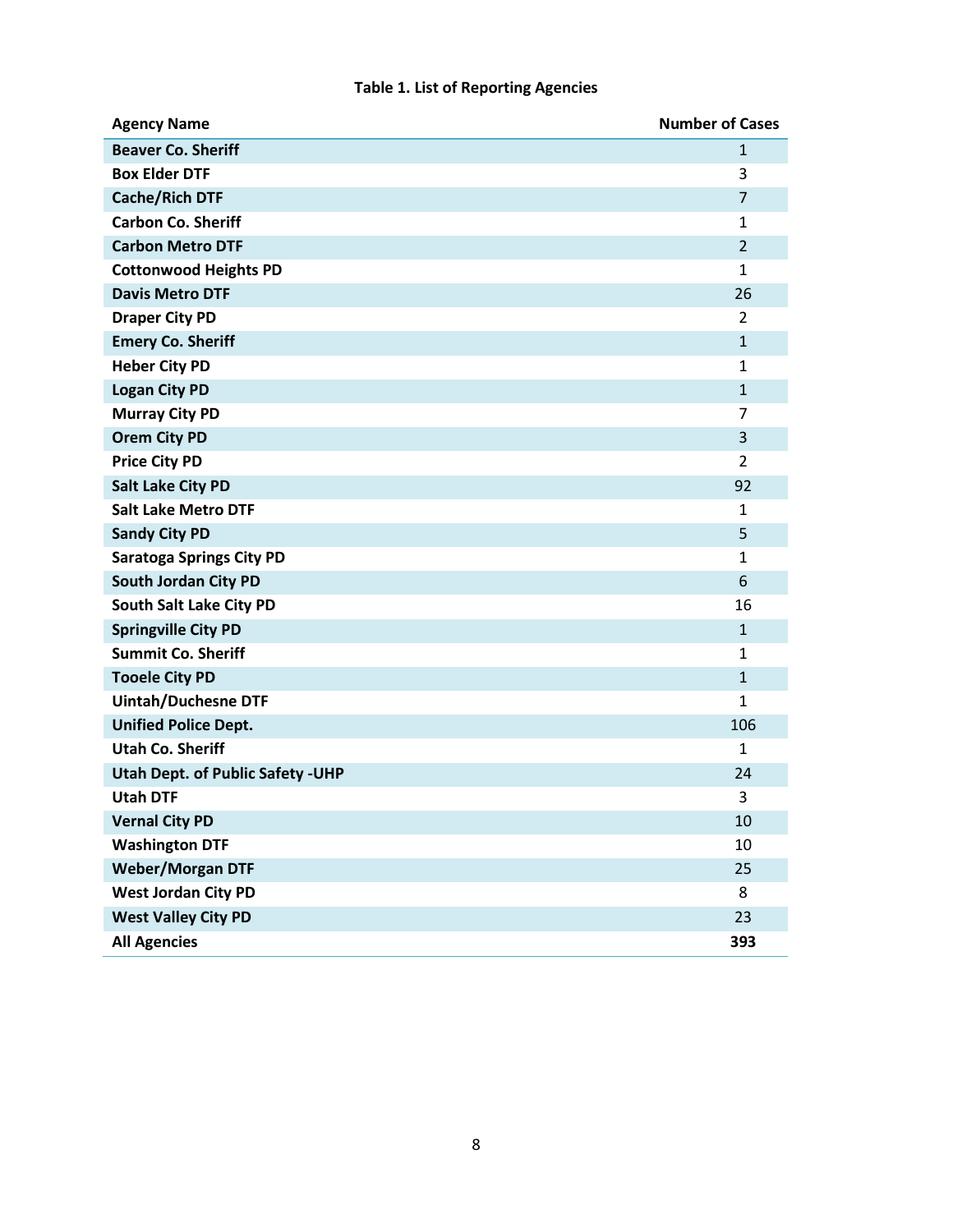**Table 1. List of Reporting Agencies**

| Agency Name | Number of Cases |
|---|---|
| Beaver Co. Sheriff | 1 |
| Box Elder DTF | 3 |
| Cache/Rich DTF | 7 |
| Carbon Co. Sheriff | 1 |
| Carbon Metro DTF | 2 |
| Cottonwood Heights PD | 1 |
| Davis Metro DTF | 26 |
| Draper City PD | 2 |
| Emery Co. Sheriff | 1 |
| Heber City PD | 1 |
| Logan City PD | 1 |
| Murray City PD | 7 |
| Orem City PD | 3 |
| Price City PD | 2 |
| Salt Lake City PD | 92 |
| Salt Lake Metro DTF | 1 |
| Sandy City PD | 5 |
| Saratoga Springs City PD | 1 |
| South Jordan City PD | 6 |
| South Salt Lake City PD | 16 |
| Springville City PD | 1 |
| Summit Co. Sheriff | 1 |
| Tooele City PD | 1 |
| Uintah/Duchesne DTF | 1 |
| Unified Police Dept. | 106 |
| Utah Co. Sheriff | 1 |
| Utah Dept. of Public Safety -UHP | 24 |
| Utah DTF | 3 |
| Vernal City PD | 10 |
| Washington DTF | 10 |
| Weber/Morgan DTF | 25 |
| West Jordan City PD | 8 |
| West Valley City PD | 23 |
| **All Agencies** | **393** |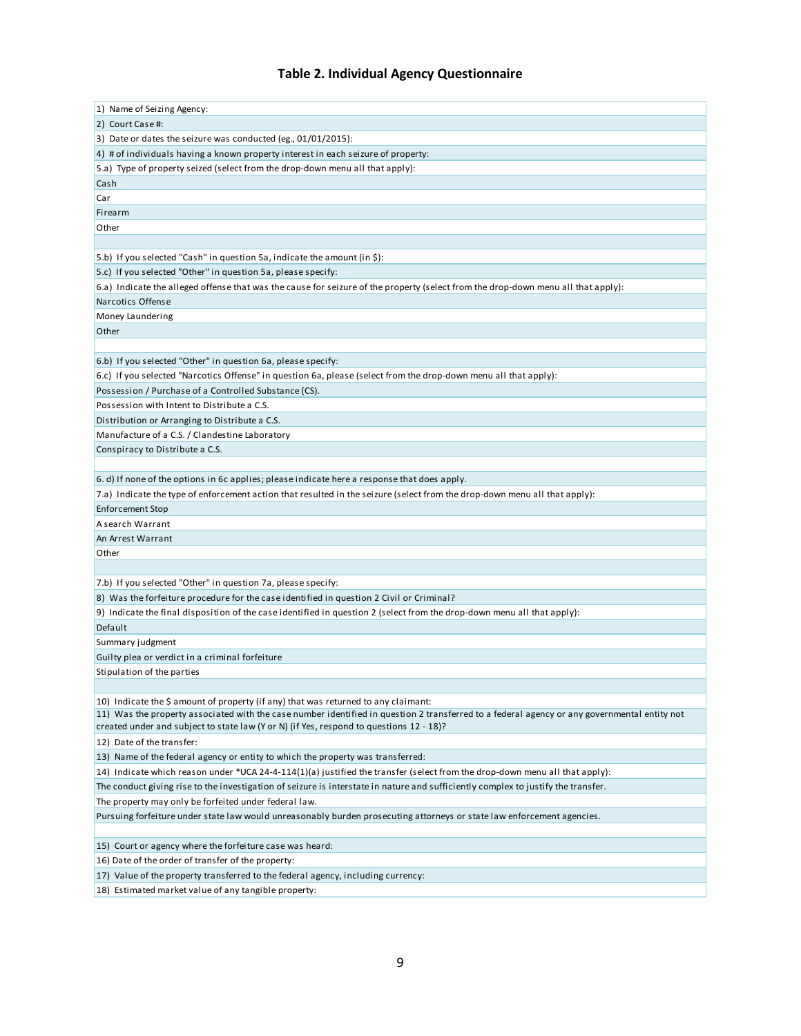## Table 2. Individual Agency Questionnaire

| 1) Name of Seizing Agency: |
| --- |
| 2) Court Case #: |
| 3) Date or dates the seizure was conducted (eg., 01/01/2015): |
| 4) # of individuals having a known property interest in each seizure of property: |
| 5.a) Type of property seized (select from the drop-down menu all that apply): |
| Cash |
| Car |
| Firearm |
| Other |
| |
| 5.b) If you selected "Cash" in question 5a, indicate the amount (in $): |
| 5.c) If you selected "Other" in question 5a, please specify: |
| 6.a) Indicate the alleged offense that was the cause for seizure of the property (select from the drop-down menu all that apply): |
| Narcotics Offense |
| Money Laundering |
| Other |
| |
| 6.b) If you selected "Other" in question 6a, please specify: |
| 6.c) If you selected "Narcotics Offense" in question 6a, please (select from the drop-down menu all that apply): |
| Possession / Purchase of a Controlled Substance (CS). |
| Possession with Intent to Distribute a C.S. |
| Distribution or Arranging to Distribute a C.S. |
| Manufacture of a C.S. / Clandestine Laboratory |
| Conspiracy to Distribute a C.S. |
| |
| 6. d) If none of the options in 6c applies; please indicate here a response that does apply. |
| 7.a) Indicate the type of enforcement action that resulted in the seizure (select from the drop-down menu all that apply): |
| Enforcement Stop |
| A search Warrant |
| An Arrest Warrant |
| Other |
| |
| 7.b) If you selected "Other" in question 7a, please specify: |
| 8) Was the forfeiture procedure for the case identified in question 2 Civil or Criminal? |
| 9) Indicate the final disposition of the case identified in question 2 (select from the drop-down menu all that apply): |
| Default |
| Summary judgment |
| Guilty plea or verdict in a criminal forfeiture |
| Stipulation of the parties |
| |
| 10) Indicate the $ amount of property (if any) that was returned to any claimant: |
| 11) Was the property associated with the case number identified in question 2 transferred to a federal agency or any governmental entity not created under and subject to state law (Y or N) (if Yes, respond to questions 12 - 18)? |
| 12) Date of the transfer: |
| 13) Name of the federal agency or entity to which the property was transferred: |
| 14) Indicate which reason under *UCA 24-4-114(1)(a) justified the transfer (select from the drop-down menu all that apply): |
| The conduct giving rise to the investigation of seizure is interstate in nature and sufficiently complex to justify the transfer. |
| The property may only be forfeited under federal law. |
| Pursuing forfeiture under state law would unreasonably burden prosecuting attorneys or state law enforcement agencies. |
| |
| 15) Court or agency where the forfeiture case was heard: |
| 16) Date of the order of transfer of the property: |
| 17) Value of the property transferred to the federal agency, including currency: |
| 18) Estimated market value of any tangible property: |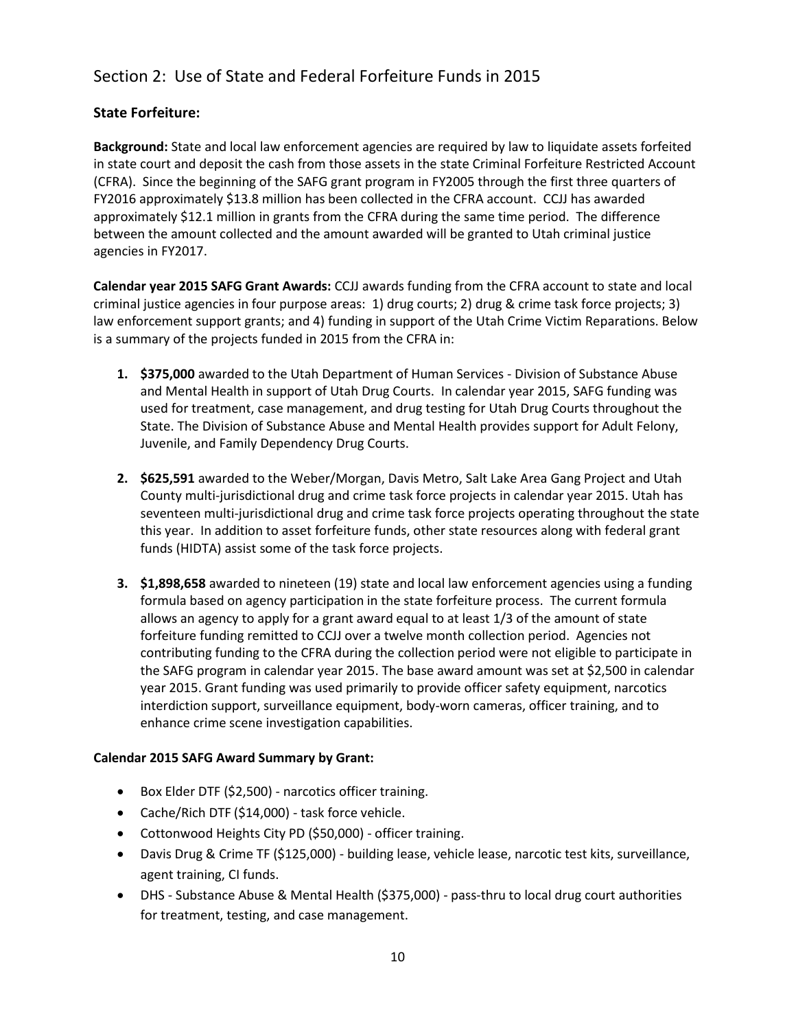## Section 2: Use of State and Federal Forfeiture Funds in 2015

### State Forfeiture:

**Background:** State and local law enforcement agencies are required by law to liquidate assets forfeited in state court and deposit the cash from those assets in the state Criminal Forfeiture Restricted Account (CFRA). Since the beginning of the SAFG grant program in FY2005 through the first three quarters of FY2016 approximately $13.8 million has been collected in the CFRA account. CCJJ has awarded approximately $12.1 million in grants from the CFRA during the same time period. The difference between the amount collected and the amount awarded will be granted to Utah criminal justice agencies in FY2017.

**Calendar year 2015 SAFG Grant Awards:** CCJJ awards funding from the CFRA account to state and local criminal justice agencies in four purpose areas: 1) drug courts; 2) drug & crime task force projects; 3) law enforcement support grants; and 4) funding in support of the Utah Crime Victim Reparations. Below is a summary of the projects funded in 2015 from the CFRA in:

1. **$375,000** awarded to the Utah Department of Human Services - Division of Substance Abuse and Mental Health in support of Utah Drug Courts. In calendar year 2015, SAFG funding was used for treatment, case management, and drug testing for Utah Drug Courts throughout the State. The Division of Substance Abuse and Mental Health provides support for Adult Felony, Juvenile, and Family Dependency Drug Courts.

2. **$625,591** awarded to the Weber/Morgan, Davis Metro, Salt Lake Area Gang Project and Utah County multi-jurisdictional drug and crime task force projects in calendar year 2015. Utah has seventeen multi-jurisdictional drug and crime task force projects operating throughout the state this year. In addition to asset forfeiture funds, other state resources along with federal grant funds (HIDTA) assist some of the task force projects.

3. **$1,898,658** awarded to nineteen (19) state and local law enforcement agencies using a funding formula based on agency participation in the state forfeiture process. The current formula allows an agency to apply for a grant award equal to at least 1/3 of the amount of state forfeiture funding remitted to CCJJ over a twelve month collection period. Agencies not contributing funding to the CFRA during the collection period were not eligible to participate in the SAFG program in calendar year 2015. The base award amount was set at $2,500 in calendar year 2015. Grant funding was used primarily to provide officer safety equipment, narcotics interdiction support, surveillance equipment, body-worn cameras, officer training, and to enhance crime scene investigation capabilities.

**Calendar 2015 SAFG Award Summary by Grant:**

- Box Elder DTF ($2,500) - narcotics officer training.
- Cache/Rich DTF ($14,000) - task force vehicle.
- Cottonwood Heights City PD ($50,000) - officer training.
- Davis Drug & Crime TF ($125,000) - building lease, vehicle lease, narcotic test kits, surveillance, agent training, CI funds.
- DHS - Substance Abuse & Mental Health ($375,000) - pass-thru to local drug court authorities for treatment, testing, and case management.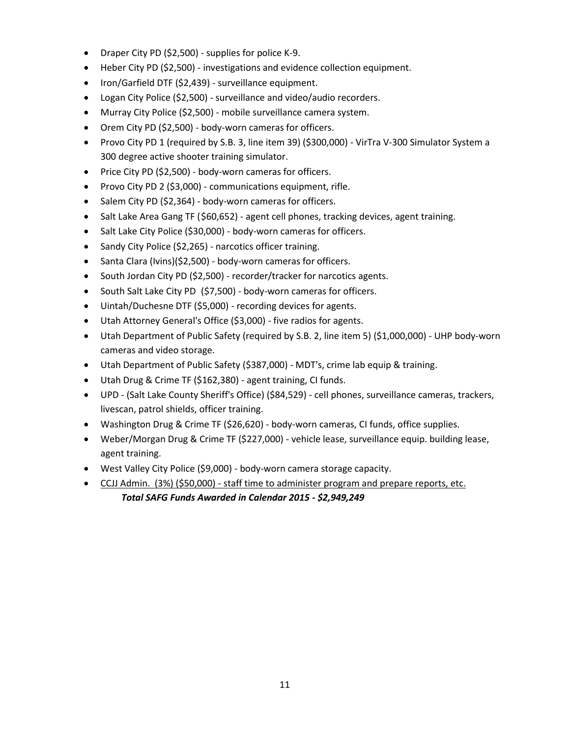- Draper City PD ($2,500) - supplies for police K-9.
- Heber City PD ($2,500) - investigations and evidence collection equipment.
- Iron/Garfield DTF ($2,439) - surveillance equipment.
- Logan City Police ($2,500) - surveillance and video/audio recorders.
- Murray City Police ($2,500) - mobile surveillance camera system.
- Orem City PD ($2,500) - body-worn cameras for officers.
- Provo City PD 1 (required by S.B. 3, line item 39) ($300,000) - VirTra V-300 Simulator System a 300 degree active shooter training simulator.
- Price City PD ($2,500) - body-worn cameras for officers.
- Provo City PD 2 ($3,000) - communications equipment, rifle.
- Salem City PD ($2,364) - body-worn cameras for officers.
- Salt Lake Area Gang TF ($60,652) - agent cell phones, tracking devices, agent training.
- Salt Lake City Police ($30,000) - body-worn cameras for officers.
- Sandy City Police ($2,265) - narcotics officer training.
- Santa Clara (Ivins)($2,500) - body-worn cameras for officers.
- South Jordan City PD ($2,500) - recorder/tracker for narcotics agents.
- South Salt Lake City PD ($7,500) - body-worn cameras for officers.
- Uintah/Duchesne DTF ($5,000) - recording devices for agents.
- Utah Attorney General's Office ($3,000) - five radios for agents.
- Utah Department of Public Safety (required by S.B. 2, line item 5) ($1,000,000) - UHP body-worn cameras and video storage.
- Utah Department of Public Safety ($387,000) - MDT's, crime lab equip & training.
- Utah Drug & Crime TF ($162,380) - agent training, CI funds.
- UPD - (Salt Lake County Sheriff's Office) ($84,529) - cell phones, surveillance cameras, trackers, livescan, patrol shields, officer training.
- Washington Drug & Crime TF ($26,620) - body-worn cameras, CI funds, office supplies.
- Weber/Morgan Drug & Crime TF ($227,000) - vehicle lease, surveillance equip. building lease, agent training.
- West Valley City Police ($9,000) - body-worn camera storage capacity.
- CCJJ Admin. (3%) ($50,000) - staff time to administer program and prepare reports, etc.

***Total SAFG Funds Awarded in Calendar 2015 - $2,949,249***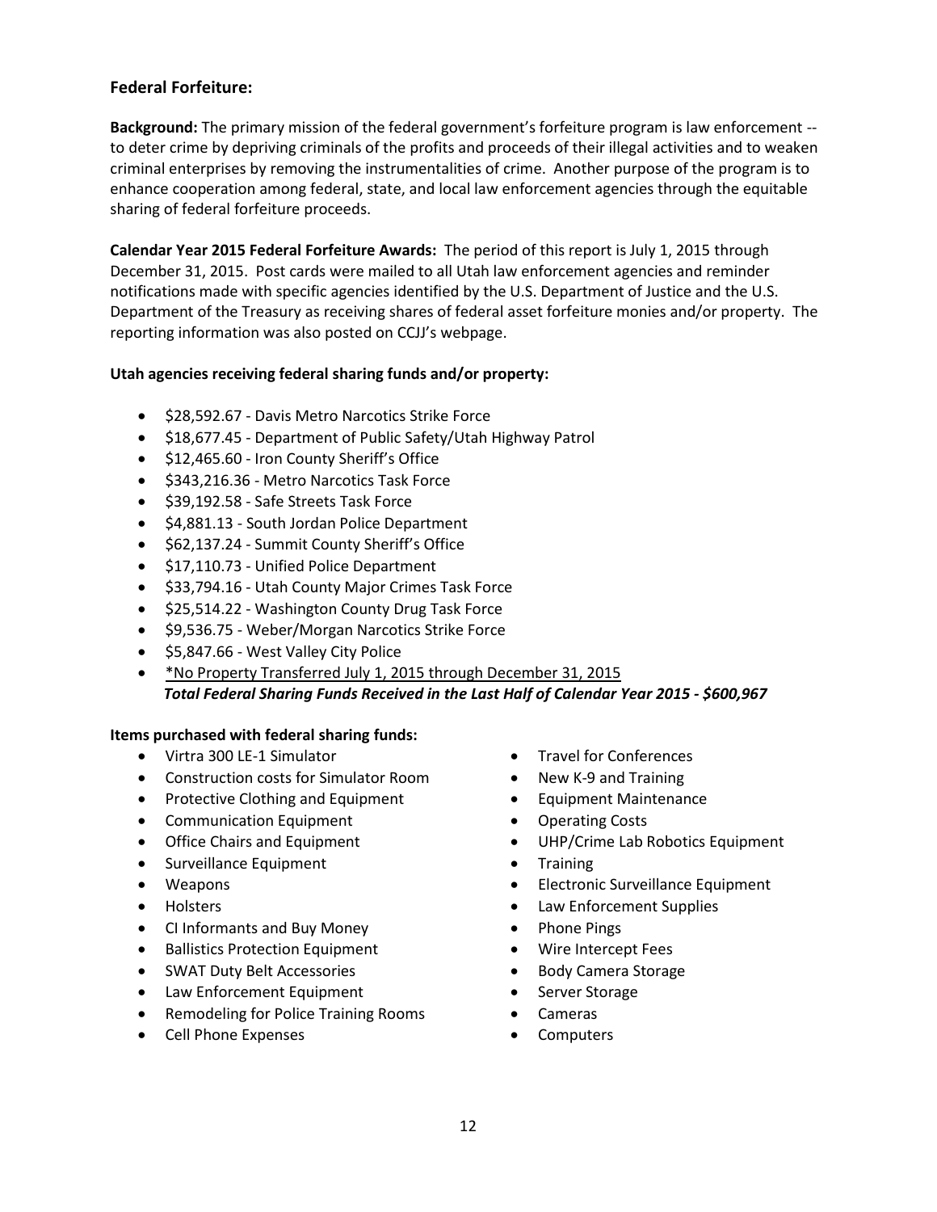## Federal Forfeiture:

**Background:** The primary mission of the federal government's forfeiture program is law enforcement -- to deter crime by depriving criminals of the profits and proceeds of their illegal activities and to weaken criminal enterprises by removing the instrumentalities of crime. Another purpose of the program is to enhance cooperation among federal, state, and local law enforcement agencies through the equitable sharing of federal forfeiture proceeds.

**Calendar Year 2015 Federal Forfeiture Awards:** The period of this report is July 1, 2015 through December 31, 2015. Post cards were mailed to all Utah law enforcement agencies and reminder notifications made with specific agencies identified by the U.S. Department of Justice and the U.S. Department of the Treasury as receiving shares of federal asset forfeiture monies and/or property. The reporting information was also posted on CCJJ's webpage.

**Utah agencies receiving federal sharing funds and/or property:**

- $28,592.67 - Davis Metro Narcotics Strike Force
- $18,677.45 - Department of Public Safety/Utah Highway Patrol
- $12,465.60 - Iron County Sheriff's Office
- $343,216.36 - Metro Narcotics Task Force
- $39,192.58 - Safe Streets Task Force
- $4,881.13 - South Jordan Police Department
- $62,137.24 - Summit County Sheriff's Office
- $17,110.73 - Unified Police Department
- $33,794.16 - Utah County Major Crimes Task Force
- $25,514.22 - Washington County Drug Task Force
- $9,536.75 - Weber/Morgan Narcotics Strike Force
- $5,847.66 - West Valley City Police
- <u>*No Property Transferred July 1, 2015 through December 31, 2015</u>

***Total Federal Sharing Funds Received in the Last Half of Calendar Year 2015 - $600,967***

**Items purchased with federal sharing funds:**

- Virtra 300 LE-1 Simulator
- Construction costs for Simulator Room
- Protective Clothing and Equipment
- Communication Equipment
- Office Chairs and Equipment
- Surveillance Equipment
- Weapons
- Holsters
- CI Informants and Buy Money
- Ballistics Protection Equipment
- SWAT Duty Belt Accessories
- Law Enforcement Equipment
- Remodeling for Police Training Rooms
- Cell Phone Expenses
- Travel for Conferences
- New K-9 and Training
- Equipment Maintenance
- Operating Costs
- UHP/Crime Lab Robotics Equipment
- Training
- Electronic Surveillance Equipment
- Law Enforcement Supplies
- Phone Pings
- Wire Intercept Fees
- Body Camera Storage
- Server Storage
- Cameras
- Computers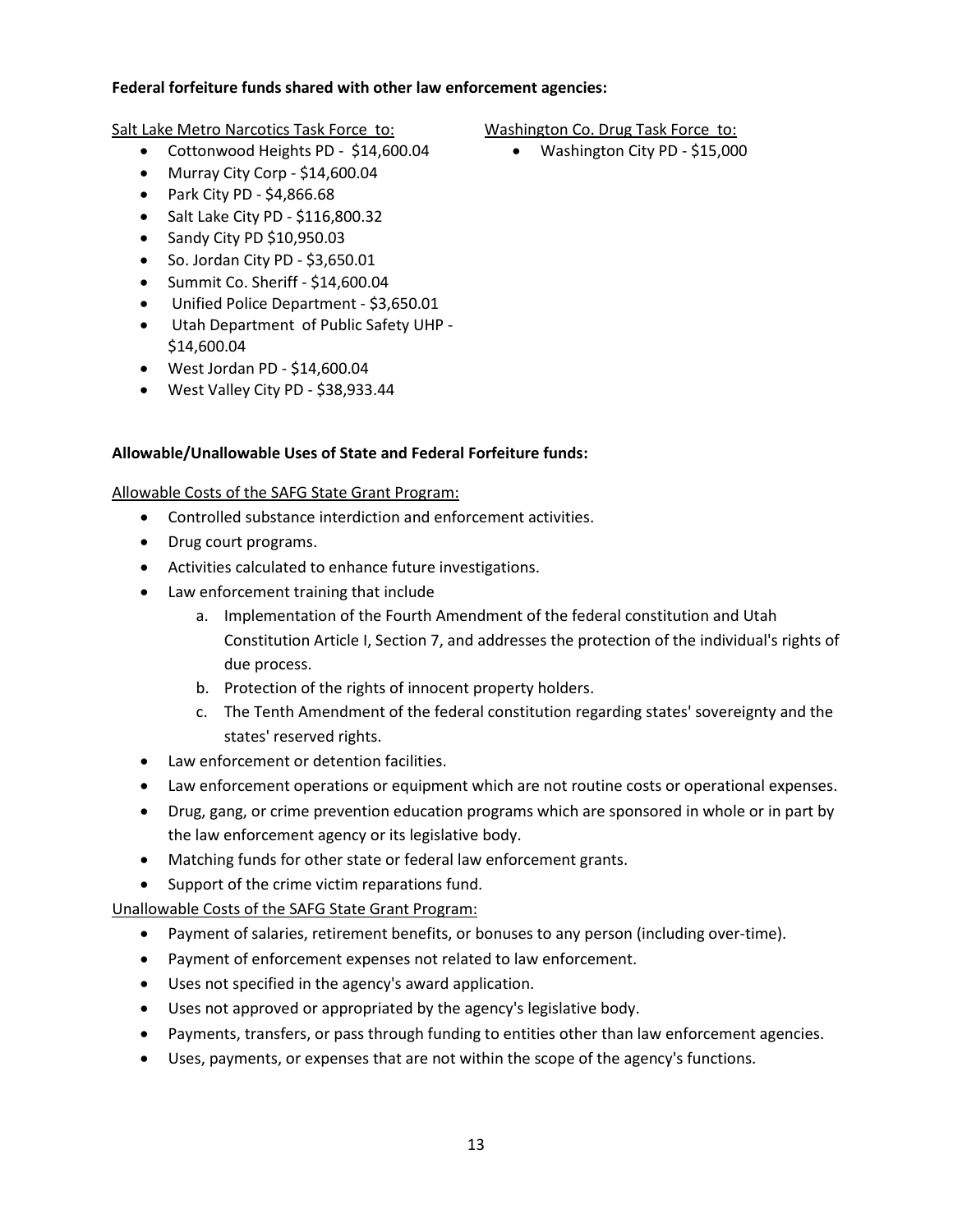**Federal forfeiture funds shared with other law enforcement agencies:**

Salt Lake Metro Narcotics Task Force to:

- Cottonwood Heights PD - $14,600.04
- Murray City Corp - $14,600.04
- Park City PD - $4,866.68
- Salt Lake City PD - $116,800.32
- Sandy City PD $10,950.03
- So. Jordan City PD - $3,650.01
- Summit Co. Sheriff - $14,600.04
- Unified Police Department - $3,650.01
- Utah Department of Public Safety UHP - $14,600.04
- West Jordan PD - $14,600.04
- West Valley City PD - $38,933.44

Washington Co. Drug Task Force to:

- Washington City PD - $15,000

**Allowable/Unallowable Uses of State and Federal Forfeiture funds:**

Allowable Costs of the SAFG State Grant Program:

- Controlled substance interdiction and enforcement activities.
- Drug court programs.
- Activities calculated to enhance future investigations.
- Law enforcement training that include
  a. Implementation of the Fourth Amendment of the federal constitution and Utah Constitution Article I, Section 7, and addresses the protection of the individual's rights of due process.
  b. Protection of the rights of innocent property holders.
  c. The Tenth Amendment of the federal constitution regarding states' sovereignty and the states' reserved rights.
- Law enforcement or detention facilities.
- Law enforcement operations or equipment which are not routine costs or operational expenses.
- Drug, gang, or crime prevention education programs which are sponsored in whole or in part by the law enforcement agency or its legislative body.
- Matching funds for other state or federal law enforcement grants.
- Support of the crime victim reparations fund.

Unallowable Costs of the SAFG State Grant Program:

- Payment of salaries, retirement benefits, or bonuses to any person (including over-time).
- Payment of enforcement expenses not related to law enforcement.
- Uses not specified in the agency's award application.
- Uses not approved or appropriated by the agency's legislative body.
- Payments, transfers, or pass through funding to entities other than law enforcement agencies.
- Uses, payments, or expenses that are not within the scope of the agency's functions.